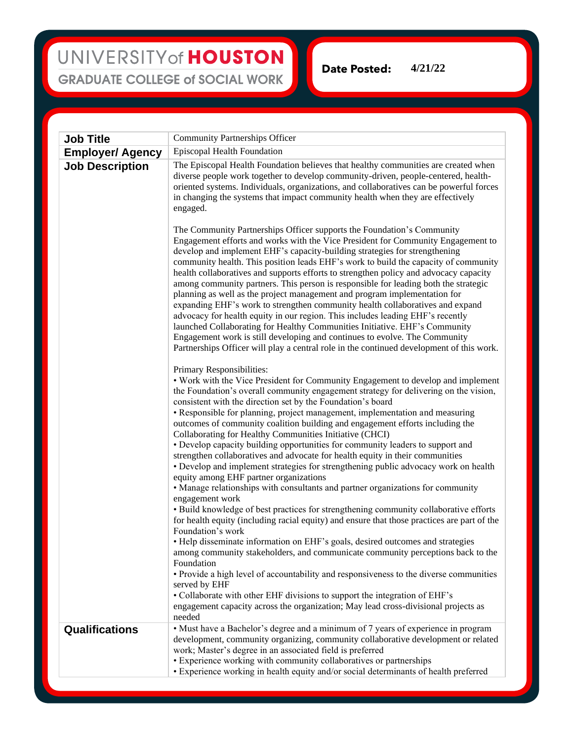UNIVERSITY of HOUSTON
GRADUATE COLLEGE of SOCIAL WORK

**Date Posted:** 4/21/22

| | |
|---|---|
| **Job Title** | Community Partnerships Officer |
| **Employer/ Agency** | Episcopal Health Foundation |
| **Job Description** | The Episcopal Health Foundation believes that healthy communities are created when diverse people work together to develop community-driven, people-centered, health-oriented systems. Individuals, organizations, and collaboratives can be powerful forces in changing the systems that impact community health when they are effectively engaged.<br><br>The Community Partnerships Officer supports the Foundation's Community Engagement efforts and works with the Vice President for Community Engagement to develop and implement EHF's capacity-building strategies for strengthening community health. This position leads EHF's work to build the capacity of community health collaboratives and supports efforts to strengthen policy and advocacy capacity among community partners. This person is responsible for leading both the strategic planning as well as the project management and program implementation for expanding EHF's work to strengthen community health collaboratives and expand advocacy for health equity in our region. This includes leading EHF's recently launched Collaborating for Healthy Communities Initiative. EHF's Community Engagement work is still developing and continues to evolve. The Community Partnerships Officer will play a central role in the continued development of this work.<br><br>Primary Responsibilities:<br>• Work with the Vice President for Community Engagement to develop and implement the Foundation's overall community engagement strategy for delivering on the vision, consistent with the direction set by the Foundation's board<br>• Responsible for planning, project management, implementation and measuring outcomes of community coalition building and engagement efforts including the Collaborating for Healthy Communities Initiative (CHCI)<br>• Develop capacity building opportunities for community leaders to support and strengthen collaboratives and advocate for health equity in their communities<br>• Develop and implement strategies for strengthening public advocacy work on health equity among EHF partner organizations<br>• Manage relationships with consultants and partner organizations for community engagement work<br>• Build knowledge of best practices for strengthening community collaborative efforts for health equity (including racial equity) and ensure that those practices are part of the Foundation's work<br>• Help disseminate information on EHF's goals, desired outcomes and strategies among community stakeholders, and communicate community perceptions back to the Foundation<br>• Provide a high level of accountability and responsiveness to the diverse communities served by EHF<br>• Collaborate with other EHF divisions to support the integration of EHF's engagement capacity across the organization; May lead cross-divisional projects as needed |
| **Qualifications** | • Must have a Bachelor's degree and a minimum of 7 years of experience in program development, community organizing, community collaborative development or related work; Master's degree in an associated field is preferred<br>• Experience working with community collaboratives or partnerships<br>• Experience working in health equity and/or social determinants of health preferred |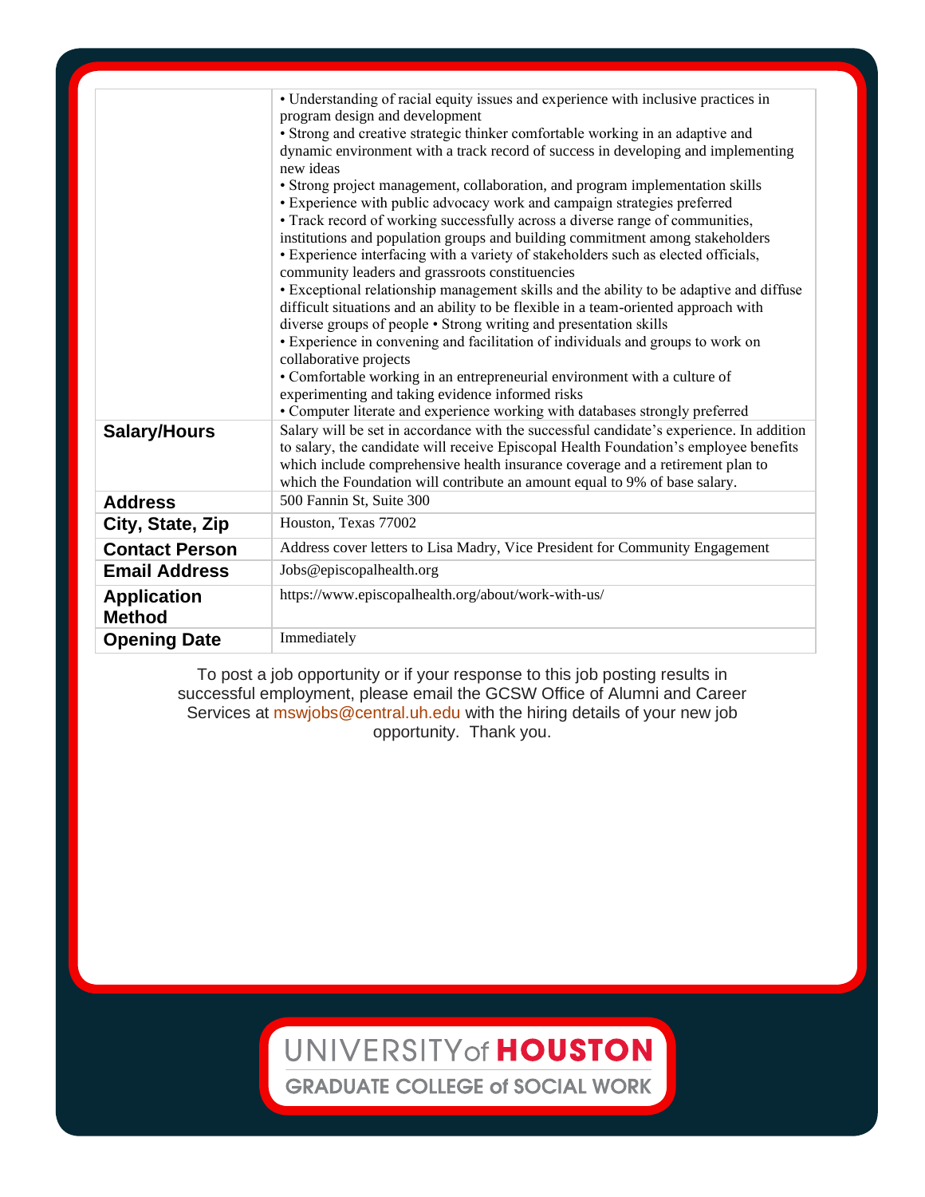| | |
|---|---|
| | • Understanding of racial equity issues and experience with inclusive practices in program design and development<br>• Strong and creative strategic thinker comfortable working in an adaptive and dynamic environment with a track record of success in developing and implementing new ideas<br>• Strong project management, collaboration, and program implementation skills<br>• Experience with public advocacy work and campaign strategies preferred<br>• Track record of working successfully across a diverse range of communities, institutions and population groups and building commitment among stakeholders<br>• Experience interfacing with a variety of stakeholders such as elected officials, community leaders and grassroots constituencies<br>• Exceptional relationship management skills and the ability to be adaptive and diffuse difficult situations and an ability to be flexible in a team-oriented approach with diverse groups of people • Strong writing and presentation skills<br>• Experience in convening and facilitation of individuals and groups to work on collaborative projects<br>• Comfortable working in an entrepreneurial environment with a culture of experimenting and taking evidence informed risks<br>• Computer literate and experience working with databases strongly preferred |
| **Salary/Hours** | Salary will be set in accordance with the successful candidate's experience. In addition to salary, the candidate will receive Episcopal Health Foundation's employee benefits which include comprehensive health insurance coverage and a retirement plan to which the Foundation will contribute an amount equal to 9% of base salary. |
| **Address** | 500 Fannin St, Suite 300 |
| **City, State, Zip** | Houston, Texas 77002 |
| **Contact Person** | Address cover letters to Lisa Madry, Vice President for Community Engagement |
| **Email Address** | Jobs@episcopalhealth.org |
| **Application Method** | https://www.episcopalhealth.org/about/work-with-us/ |
| **Opening Date** | Immediately |

To post a job opportunity or if your response to this job posting results in successful employment, please email the GCSW Office of Alumni and Career Services at mswjobs@central.uh.edu with the hiring details of your new job opportunity. Thank you.

UNIVERSITY of HOUSTON
GRADUATE COLLEGE of SOCIAL WORK